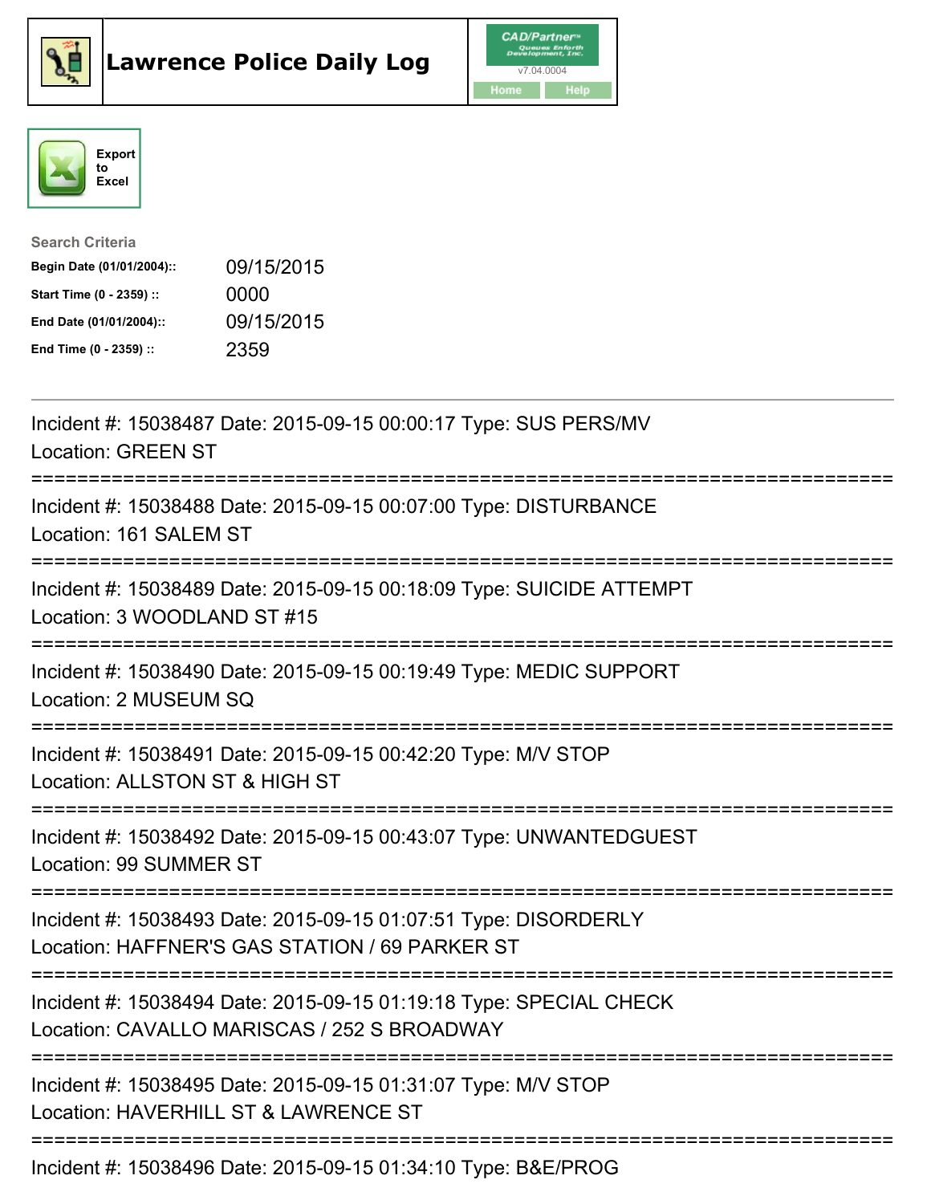# Lawrence Police Daily Log

CAD/Partner v7.04.0004

Home | Help

Export to Excel

**Search Criteria**

| | |
|---|---|
| **Begin Date (01/01/2004)::** | 09/15/2015 |
| **Start Time (0 - 2359) ::** | 0000 |
| **End Date (01/01/2004)::** | 09/15/2015 |
| **End Time (0 - 2359) ::** | 2359 |

---

Incident #: 15038487 Date: 2015-09-15 00:00:17 Type: SUS PERS/MV
Location: GREEN ST

===========================================================================

Incident #: 15038488 Date: 2015-09-15 00:07:00 Type: DISTURBANCE
Location: 161 SALEM ST

===========================================================================

Incident #: 15038489 Date: 2015-09-15 00:18:09 Type: SUICIDE ATTEMPT
Location: 3 WOODLAND ST #15

===========================================================================

Incident #: 15038490 Date: 2015-09-15 00:19:49 Type: MEDIC SUPPORT
Location: 2 MUSEUM SQ

===========================================================================

Incident #: 15038491 Date: 2015-09-15 00:42:20 Type: M/V STOP
Location: ALLSTON ST & HIGH ST

===========================================================================

Incident #: 15038492 Date: 2015-09-15 00:43:07 Type: UNWANTEDGUEST
Location: 99 SUMMER ST

===========================================================================

Incident #: 15038493 Date: 2015-09-15 01:07:51 Type: DISORDERLY
Location: HAFFNER'S GAS STATION / 69 PARKER ST

===========================================================================

Incident #: 15038494 Date: 2015-09-15 01:19:18 Type: SPECIAL CHECK
Location: CAVALLO MARISCAS / 252 S BROADWAY

===========================================================================

Incident #: 15038495 Date: 2015-09-15 01:31:07 Type: M/V STOP
Location: HAVERHILL ST & LAWRENCE ST

===========================================================================

Incident #: 15038496 Date: 2015-09-15 01:34:10 Type: B&E/PROG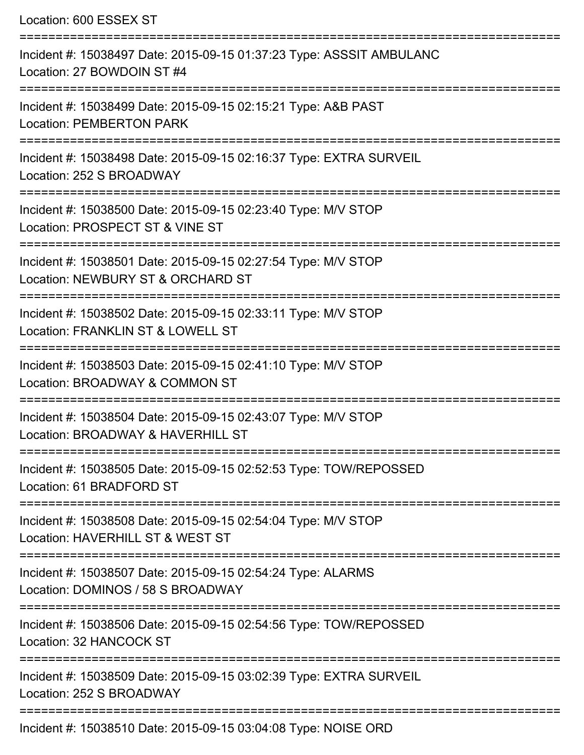Location: 600 ESSEX ST

===========================================================================

Incident #: 15038497 Date: 2015-09-15 01:37:23 Type: ASSSIT AMBULANC
Location: 27 BOWDOIN ST #4

===========================================================================

Incident #: 15038499 Date: 2015-09-15 02:15:21 Type: A&B PAST
Location: PEMBERTON PARK

===========================================================================

Incident #: 15038498 Date: 2015-09-15 02:16:37 Type: EXTRA SURVEIL
Location: 252 S BROADWAY

===========================================================================

Incident #: 15038500 Date: 2015-09-15 02:23:40 Type: M/V STOP
Location: PROSPECT ST & VINE ST

===========================================================================

Incident #: 15038501 Date: 2015-09-15 02:27:54 Type: M/V STOP
Location: NEWBURY ST & ORCHARD ST

===========================================================================

Incident #: 15038502 Date: 2015-09-15 02:33:11 Type: M/V STOP
Location: FRANKLIN ST & LOWELL ST

===========================================================================

Incident #: 15038503 Date: 2015-09-15 02:41:10 Type: M/V STOP
Location: BROADWAY & COMMON ST

===========================================================================

Incident #: 15038504 Date: 2015-09-15 02:43:07 Type: M/V STOP
Location: BROADWAY & HAVERHILL ST

===========================================================================

Incident #: 15038505 Date: 2015-09-15 02:52:53 Type: TOW/REPOSSED
Location: 61 BRADFORD ST

===========================================================================

Incident #: 15038508 Date: 2015-09-15 02:54:04 Type: M/V STOP
Location: HAVERHILL ST & WEST ST

===========================================================================

Incident #: 15038507 Date: 2015-09-15 02:54:24 Type: ALARMS
Location: DOMINOS / 58 S BROADWAY

===========================================================================

Incident #: 15038506 Date: 2015-09-15 02:54:56 Type: TOW/REPOSSED
Location: 32 HANCOCK ST

===========================================================================

Incident #: 15038509 Date: 2015-09-15 03:02:39 Type: EXTRA SURVEIL
Location: 252 S BROADWAY

===========================================================================

Incident #: 15038510 Date: 2015-09-15 03:04:08 Type: NOISE ORD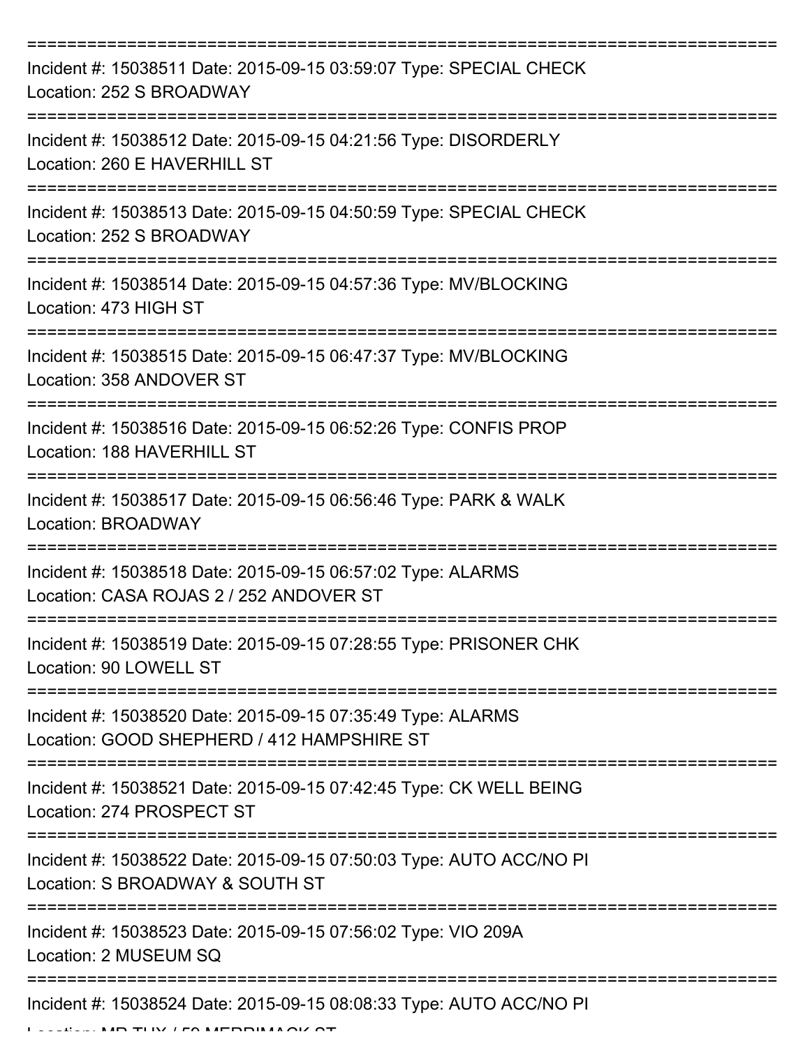===========================================================================

Incident #: 15038511 Date: 2015-09-15 03:59:07 Type: SPECIAL CHECK
Location: 252 S BROADWAY

===========================================================================

Incident #: 15038512 Date: 2015-09-15 04:21:56 Type: DISORDERLY
Location: 260 E HAVERHILL ST

===========================================================================

Incident #: 15038513 Date: 2015-09-15 04:50:59 Type: SPECIAL CHECK
Location: 252 S BROADWAY

===========================================================================

Incident #: 15038514 Date: 2015-09-15 04:57:36 Type: MV/BLOCKING
Location: 473 HIGH ST

===========================================================================

Incident #: 15038515 Date: 2015-09-15 06:47:37 Type: MV/BLOCKING
Location: 358 ANDOVER ST

===========================================================================

Incident #: 15038516 Date: 2015-09-15 06:52:26 Type: CONFIS PROP
Location: 188 HAVERHILL ST

===========================================================================

Incident #: 15038517 Date: 2015-09-15 06:56:46 Type: PARK & WALK
Location: BROADWAY

===========================================================================

Incident #: 15038518 Date: 2015-09-15 06:57:02 Type: ALARMS
Location: CASA ROJAS 2 / 252 ANDOVER ST

===========================================================================

Incident #: 15038519 Date: 2015-09-15 07:28:55 Type: PRISONER CHK
Location: 90 LOWELL ST

===========================================================================

Incident #: 15038520 Date: 2015-09-15 07:35:49 Type: ALARMS
Location: GOOD SHEPHERD / 412 HAMPSHIRE ST

===========================================================================

Incident #: 15038521 Date: 2015-09-15 07:42:45 Type: CK WELL BEING
Location: 274 PROSPECT ST

===========================================================================

Incident #: 15038522 Date: 2015-09-15 07:50:03 Type: AUTO ACC/NO PI
Location: S BROADWAY & SOUTH ST

===========================================================================

Incident #: 15038523 Date: 2015-09-15 07:56:02 Type: VIO 209A
Location: 2 MUSEUM SQ

===========================================================================

Incident #: 15038524 Date: 2015-09-15 08:08:33 Type: AUTO ACC/NO PI
Location: MR TUX / 50 MERRIMACK ST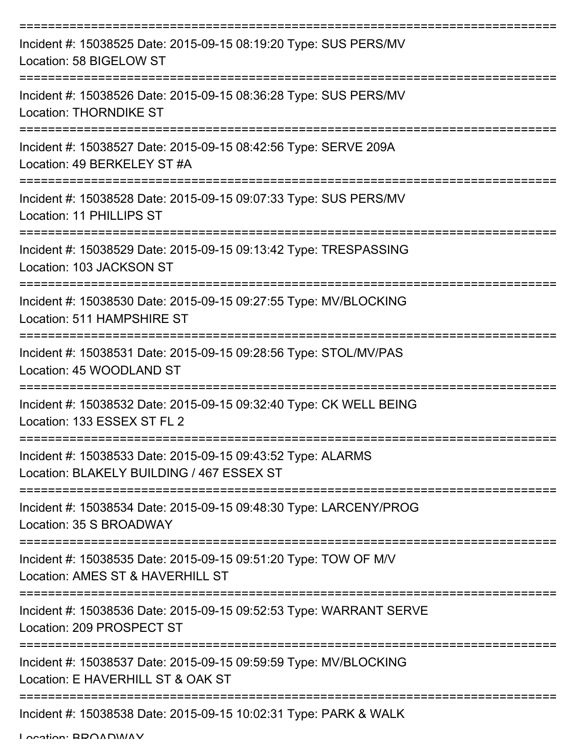===========================================================================
Incident #: 15038525 Date: 2015-09-15 08:19:20 Type: SUS PERS/MV
Location: 58 BIGELOW ST
===========================================================================
Incident #: 15038526 Date: 2015-09-15 08:36:28 Type: SUS PERS/MV
Location: THORNDIKE ST
===========================================================================
Incident #: 15038527 Date: 2015-09-15 08:42:56 Type: SERVE 209A
Location: 49 BERKELEY ST #A
===========================================================================
Incident #: 15038528 Date: 2015-09-15 09:07:33 Type: SUS PERS/MV
Location: 11 PHILLIPS ST
===========================================================================
Incident #: 15038529 Date: 2015-09-15 09:13:42 Type: TRESPASSING
Location: 103 JACKSON ST
===========================================================================
Incident #: 15038530 Date: 2015-09-15 09:27:55 Type: MV/BLOCKING
Location: 511 HAMPSHIRE ST
===========================================================================
Incident #: 15038531 Date: 2015-09-15 09:28:56 Type: STOL/MV/PAS
Location: 45 WOODLAND ST
===========================================================================
Incident #: 15038532 Date: 2015-09-15 09:32:40 Type: CK WELL BEING
Location: 133 ESSEX ST FL 2
===========================================================================
Incident #: 15038533 Date: 2015-09-15 09:43:52 Type: ALARMS
Location: BLAKELY BUILDING / 467 ESSEX ST
===========================================================================
Incident #: 15038534 Date: 2015-09-15 09:48:30 Type: LARCENY/PROG
Location: 35 S BROADWAY
===========================================================================
Incident #: 15038535 Date: 2015-09-15 09:51:20 Type: TOW OF M/V
Location: AMES ST & HAVERHILL ST
===========================================================================
Incident #: 15038536 Date: 2015-09-15 09:52:53 Type: WARRANT SERVE
Location: 209 PROSPECT ST
===========================================================================
Incident #: 15038537 Date: 2015-09-15 09:59:59 Type: MV/BLOCKING
Location: E HAVERHILL ST & OAK ST
===========================================================================
Incident #: 15038538 Date: 2015-09-15 10:02:31 Type: PARK & WALK
Location: BROADWAY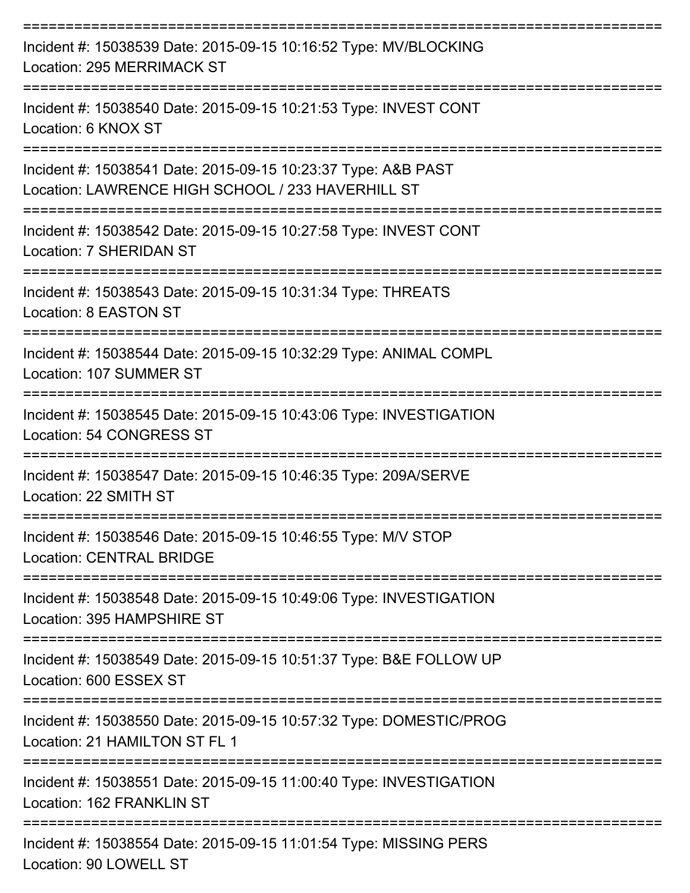===========================================================================

Incident #: 15038539 Date: 2015-09-15 10:16:52 Type: MV/BLOCKING
Location: 295 MERRIMACK ST

===========================================================================

Incident #: 15038540 Date: 2015-09-15 10:21:53 Type: INVEST CONT
Location: 6 KNOX ST

===========================================================================

Incident #: 15038541 Date: 2015-09-15 10:23:37 Type: A&B PAST
Location: LAWRENCE HIGH SCHOOL / 233 HAVERHILL ST

===========================================================================

Incident #: 15038542 Date: 2015-09-15 10:27:58 Type: INVEST CONT
Location: 7 SHERIDAN ST

===========================================================================

Incident #: 15038543 Date: 2015-09-15 10:31:34 Type: THREATS
Location: 8 EASTON ST

===========================================================================

Incident #: 15038544 Date: 2015-09-15 10:32:29 Type: ANIMAL COMPL
Location: 107 SUMMER ST

===========================================================================

Incident #: 15038545 Date: 2015-09-15 10:43:06 Type: INVESTIGATION
Location: 54 CONGRESS ST

===========================================================================

Incident #: 15038547 Date: 2015-09-15 10:46:35 Type: 209A/SERVE
Location: 22 SMITH ST

===========================================================================

Incident #: 15038546 Date: 2015-09-15 10:46:55 Type: M/V STOP
Location: CENTRAL BRIDGE

===========================================================================

Incident #: 15038548 Date: 2015-09-15 10:49:06 Type: INVESTIGATION
Location: 395 HAMPSHIRE ST

===========================================================================

Incident #: 15038549 Date: 2015-09-15 10:51:37 Type: B&E FOLLOW UP
Location: 600 ESSEX ST

===========================================================================

Incident #: 15038550 Date: 2015-09-15 10:57:32 Type: DOMESTIC/PROG
Location: 21 HAMILTON ST FL 1

===========================================================================

Incident #: 15038551 Date: 2015-09-15 11:00:40 Type: INVESTIGATION
Location: 162 FRANKLIN ST

===========================================================================

Incident #: 15038554 Date: 2015-09-15 11:01:54 Type: MISSING PERS
Location: 90 LOWELL ST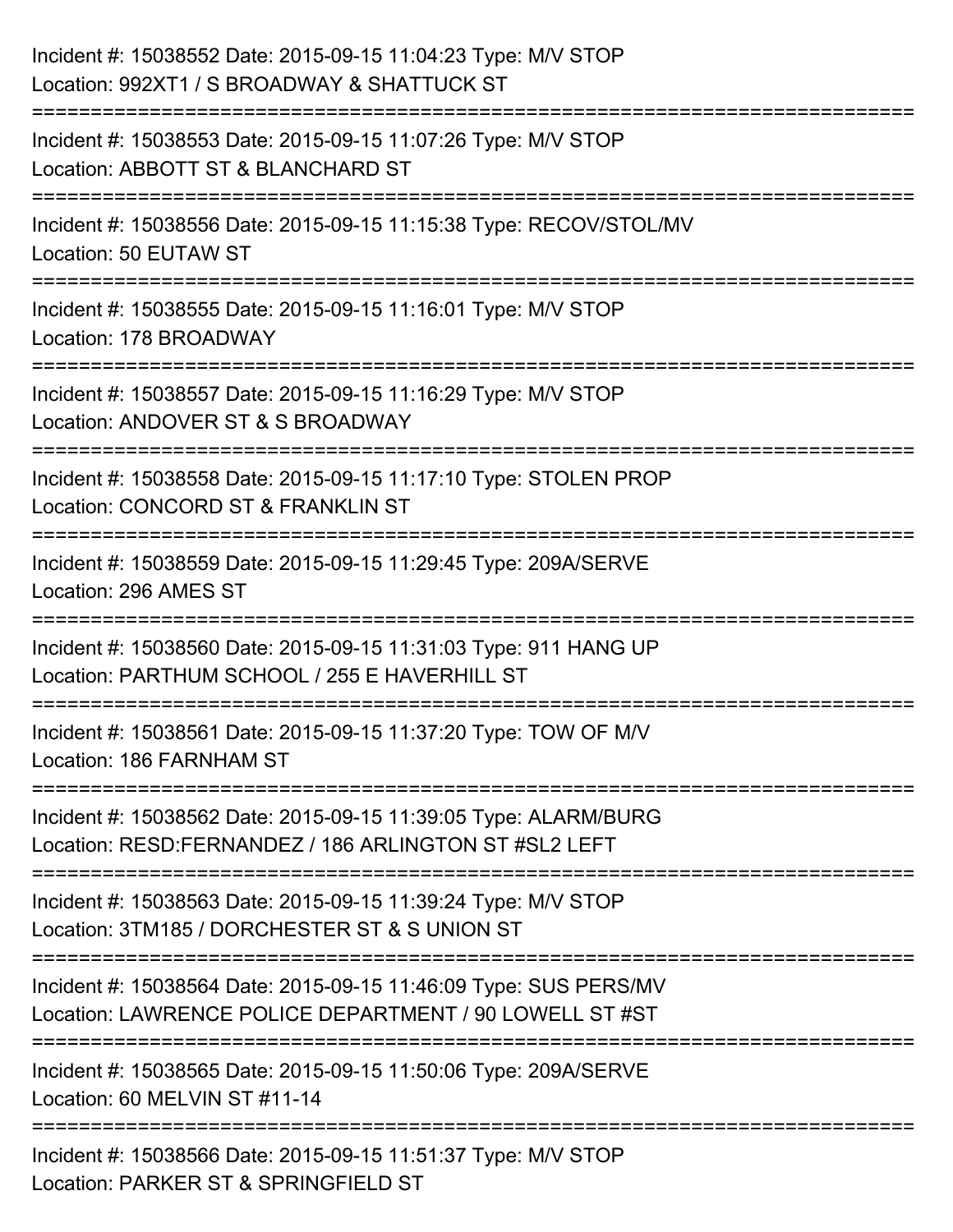Incident #: 15038552 Date: 2015-09-15 11:04:23 Type: M/V STOP
Location: 992XT1 / S BROADWAY & SHATTUCK ST

===========================================================================

Incident #: 15038553 Date: 2015-09-15 11:07:26 Type: M/V STOP
Location: ABBOTT ST & BLANCHARD ST

===========================================================================

Incident #: 15038556 Date: 2015-09-15 11:15:38 Type: RECOV/STOL/MV
Location: 50 EUTAW ST

===========================================================================

Incident #: 15038555 Date: 2015-09-15 11:16:01 Type: M/V STOP
Location: 178 BROADWAY

===========================================================================

Incident #: 15038557 Date: 2015-09-15 11:16:29 Type: M/V STOP
Location: ANDOVER ST & S BROADWAY

===========================================================================

Incident #: 15038558 Date: 2015-09-15 11:17:10 Type: STOLEN PROP
Location: CONCORD ST & FRANKLIN ST

===========================================================================

Incident #: 15038559 Date: 2015-09-15 11:29:45 Type: 209A/SERVE
Location: 296 AMES ST

===========================================================================

Incident #: 15038560 Date: 2015-09-15 11:31:03 Type: 911 HANG UP
Location: PARTHUM SCHOOL / 255 E HAVERHILL ST

===========================================================================

Incident #: 15038561 Date: 2015-09-15 11:37:20 Type: TOW OF M/V
Location: 186 FARNHAM ST

===========================================================================

Incident #: 15038562 Date: 2015-09-15 11:39:05 Type: ALARM/BURG
Location: RESD:FERNANDEZ / 186 ARLINGTON ST #SL2 LEFT

===========================================================================

Incident #: 15038563 Date: 2015-09-15 11:39:24 Type: M/V STOP
Location: 3TM185 / DORCHESTER ST & S UNION ST

===========================================================================

Incident #: 15038564 Date: 2015-09-15 11:46:09 Type: SUS PERS/MV
Location: LAWRENCE POLICE DEPARTMENT / 90 LOWELL ST #ST

===========================================================================

Incident #: 15038565 Date: 2015-09-15 11:50:06 Type: 209A/SERVE
Location: 60 MELVIN ST #11-14

===========================================================================

Incident #: 15038566 Date: 2015-09-15 11:51:37 Type: M/V STOP
Location: PARKER ST & SPRINGFIELD ST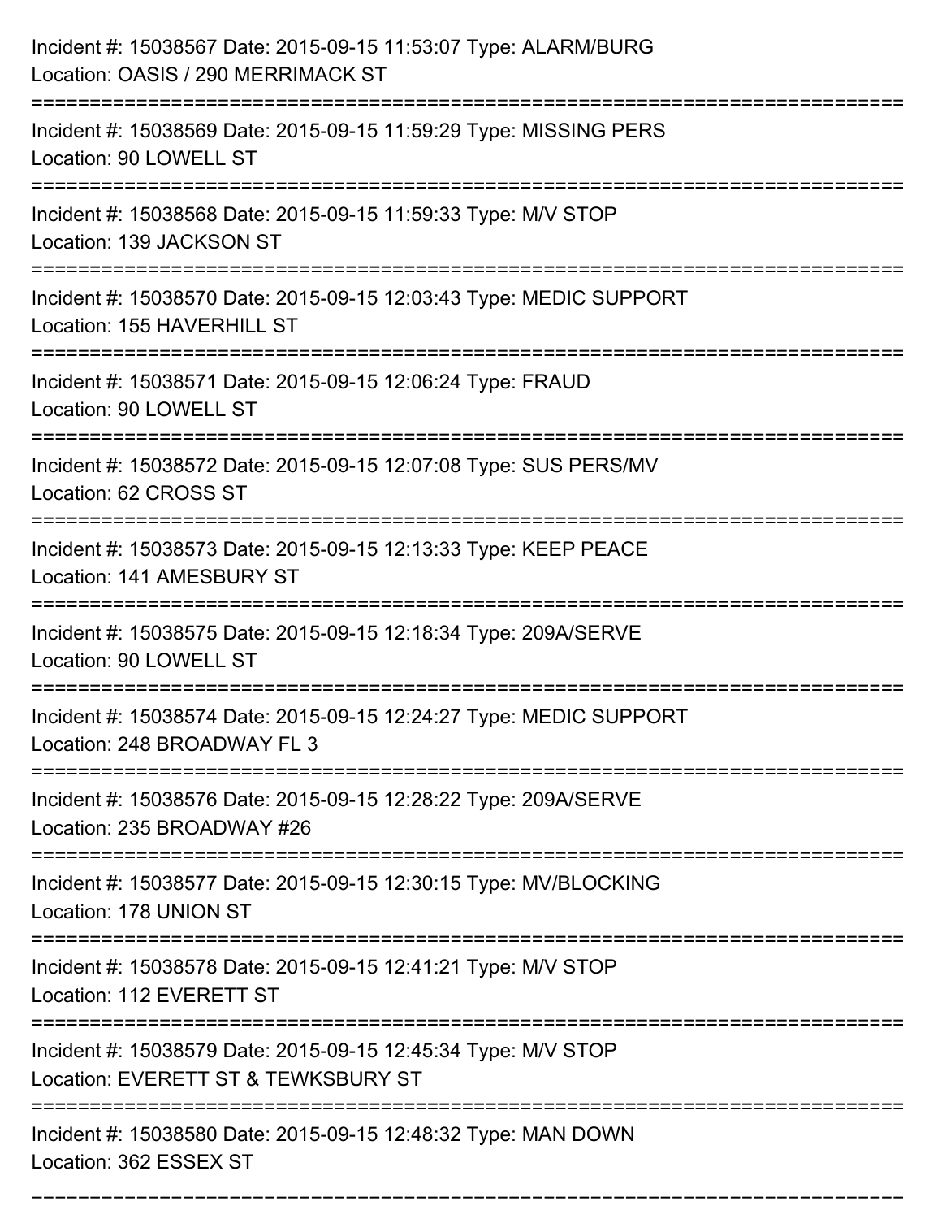Incident #: 15038567 Date: 2015-09-15 11:53:07 Type: ALARM/BURG
Location: OASIS / 290 MERRIMACK ST

===========================================================================

Incident #: 15038569 Date: 2015-09-15 11:59:29 Type: MISSING PERS
Location: 90 LOWELL ST

===========================================================================

Incident #: 15038568 Date: 2015-09-15 11:59:33 Type: M/V STOP
Location: 139 JACKSON ST

===========================================================================

Incident #: 15038570 Date: 2015-09-15 12:03:43 Type: MEDIC SUPPORT
Location: 155 HAVERHILL ST

===========================================================================

Incident #: 15038571 Date: 2015-09-15 12:06:24 Type: FRAUD
Location: 90 LOWELL ST

===========================================================================

Incident #: 15038572 Date: 2015-09-15 12:07:08 Type: SUS PERS/MV
Location: 62 CROSS ST

===========================================================================

Incident #: 15038573 Date: 2015-09-15 12:13:33 Type: KEEP PEACE
Location: 141 AMESBURY ST

===========================================================================

Incident #: 15038575 Date: 2015-09-15 12:18:34 Type: 209A/SERVE
Location: 90 LOWELL ST

===========================================================================

Incident #: 15038574 Date: 2015-09-15 12:24:27 Type: MEDIC SUPPORT
Location: 248 BROADWAY FL 3

===========================================================================

Incident #: 15038576 Date: 2015-09-15 12:28:22 Type: 209A/SERVE
Location: 235 BROADWAY #26

===========================================================================

Incident #: 15038577 Date: 2015-09-15 12:30:15 Type: MV/BLOCKING
Location: 178 UNION ST

===========================================================================

Incident #: 15038578 Date: 2015-09-15 12:41:21 Type: M/V STOP
Location: 112 EVERETT ST

===========================================================================

Incident #: 15038579 Date: 2015-09-15 12:45:34 Type: M/V STOP
Location: EVERETT ST & TEWKSBURY ST

===========================================================================

Incident #: 15038580 Date: 2015-09-15 12:48:32 Type: MAN DOWN
Location: 362 ESSEX ST

===========================================================================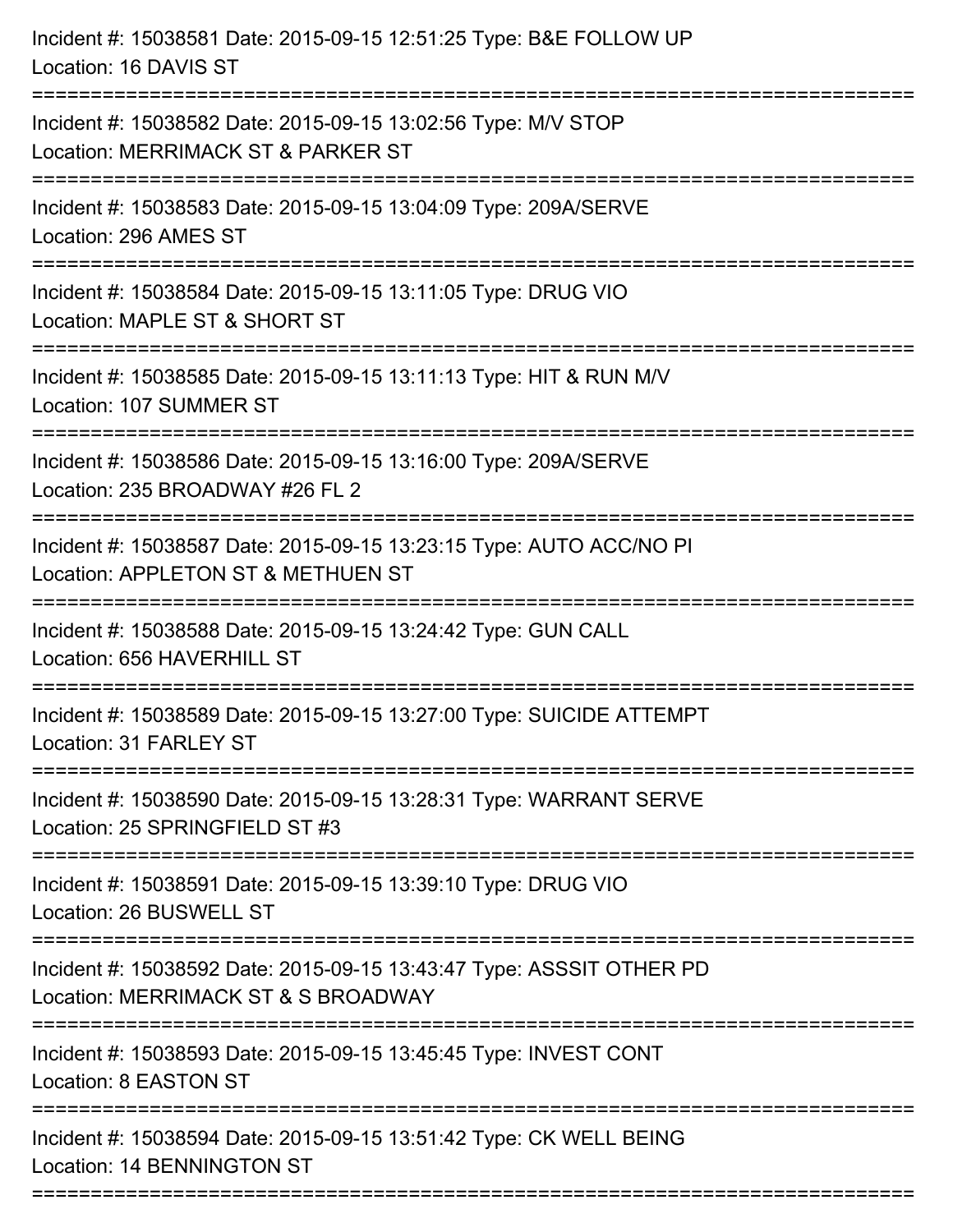Incident #: 15038581 Date: 2015-09-15 12:51:25 Type: B&E FOLLOW UP
Location: 16 DAVIS ST

===========================================================================

Incident #: 15038582 Date: 2015-09-15 13:02:56 Type: M/V STOP
Location: MERRIMACK ST & PARKER ST

===========================================================================

Incident #: 15038583 Date: 2015-09-15 13:04:09 Type: 209A/SERVE
Location: 296 AMES ST

===========================================================================

Incident #: 15038584 Date: 2015-09-15 13:11:05 Type: DRUG VIO
Location: MAPLE ST & SHORT ST

===========================================================================

Incident #: 15038585 Date: 2015-09-15 13:11:13 Type: HIT & RUN M/V
Location: 107 SUMMER ST

===========================================================================

Incident #: 15038586 Date: 2015-09-15 13:16:00 Type: 209A/SERVE
Location: 235 BROADWAY #26 FL 2

===========================================================================

Incident #: 15038587 Date: 2015-09-15 13:23:15 Type: AUTO ACC/NO PI
Location: APPLETON ST & METHUEN ST

===========================================================================

Incident #: 15038588 Date: 2015-09-15 13:24:42 Type: GUN CALL
Location: 656 HAVERHILL ST

===========================================================================

Incident #: 15038589 Date: 2015-09-15 13:27:00 Type: SUICIDE ATTEMPT
Location: 31 FARLEY ST

===========================================================================

Incident #: 15038590 Date: 2015-09-15 13:28:31 Type: WARRANT SERVE
Location: 25 SPRINGFIELD ST #3

===========================================================================

Incident #: 15038591 Date: 2015-09-15 13:39:10 Type: DRUG VIO
Location: 26 BUSWELL ST

===========================================================================

Incident #: 15038592 Date: 2015-09-15 13:43:47 Type: ASSSIT OTHER PD
Location: MERRIMACK ST & S BROADWAY

===========================================================================

Incident #: 15038593 Date: 2015-09-15 13:45:45 Type: INVEST CONT
Location: 8 EASTON ST

===========================================================================

Incident #: 15038594 Date: 2015-09-15 13:51:42 Type: CK WELL BEING
Location: 14 BENNINGTON ST

===========================================================================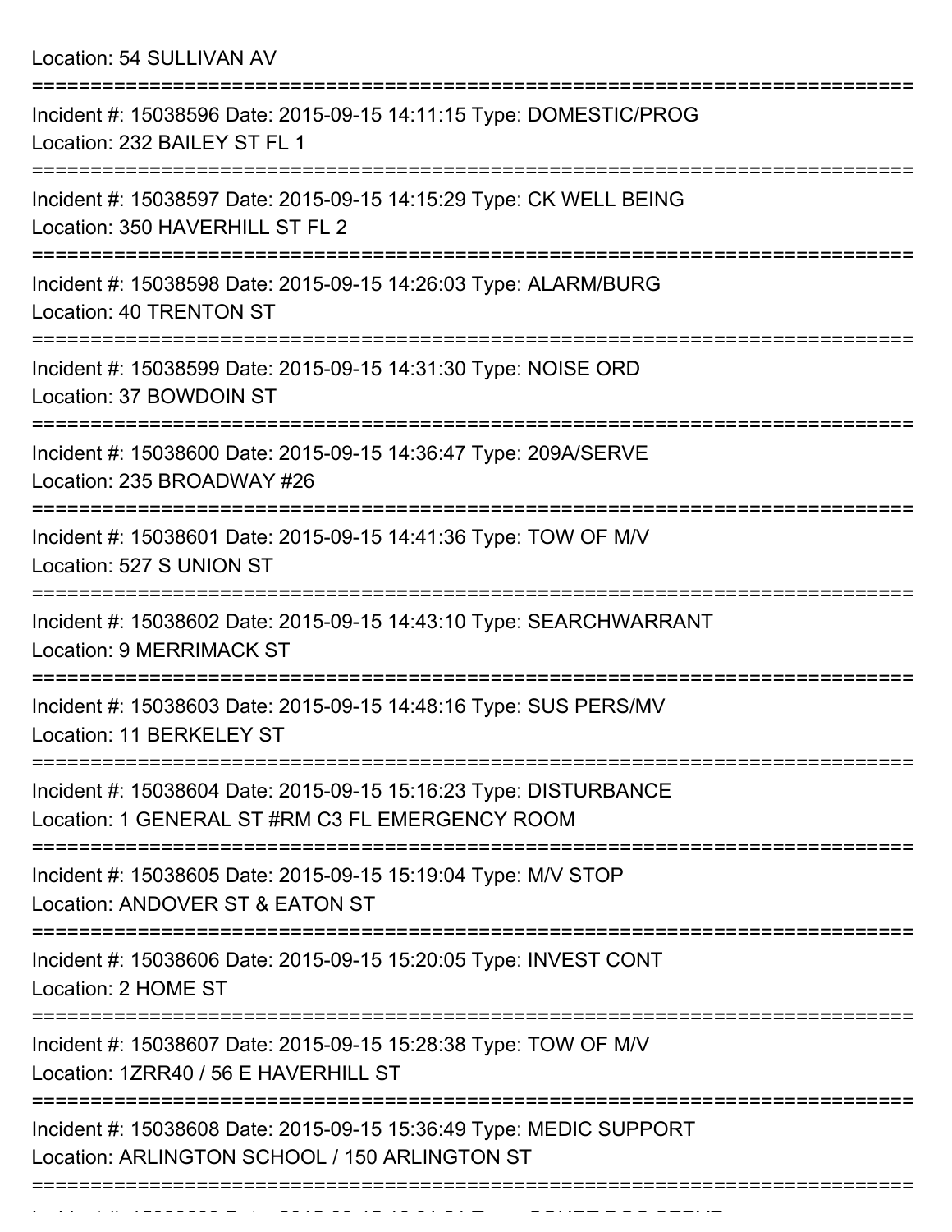Location: 54 SULLIVAN AV

===========================================================================

Incident #: 15038596 Date: 2015-09-15 14:11:15 Type: DOMESTIC/PROG
Location: 232 BAILEY ST FL 1

===========================================================================

Incident #: 15038597 Date: 2015-09-15 14:15:29 Type: CK WELL BEING
Location: 350 HAVERHILL ST FL 2

===========================================================================

Incident #: 15038598 Date: 2015-09-15 14:26:03 Type: ALARM/BURG
Location: 40 TRENTON ST

===========================================================================

Incident #: 15038599 Date: 2015-09-15 14:31:30 Type: NOISE ORD
Location: 37 BOWDOIN ST

===========================================================================

Incident #: 15038600 Date: 2015-09-15 14:36:47 Type: 209A/SERVE
Location: 235 BROADWAY #26

===========================================================================

Incident #: 15038601 Date: 2015-09-15 14:41:36 Type: TOW OF M/V
Location: 527 S UNION ST

===========================================================================

Incident #: 15038602 Date: 2015-09-15 14:43:10 Type: SEARCHWARRANT
Location: 9 MERRIMACK ST

===========================================================================

Incident #: 15038603 Date: 2015-09-15 14:48:16 Type: SUS PERS/MV
Location: 11 BERKELEY ST

===========================================================================

Incident #: 15038604 Date: 2015-09-15 15:16:23 Type: DISTURBANCE
Location: 1 GENERAL ST #RM C3 FL EMERGENCY ROOM

===========================================================================

Incident #: 15038605 Date: 2015-09-15 15:19:04 Type: M/V STOP
Location: ANDOVER ST & EATON ST

===========================================================================

Incident #: 15038606 Date: 2015-09-15 15:20:05 Type: INVEST CONT
Location: 2 HOME ST

===========================================================================

Incident #: 15038607 Date: 2015-09-15 15:28:38 Type: TOW OF M/V
Location: 1ZRR40 / 56 E HAVERHILL ST

===========================================================================

Incident #: 15038608 Date: 2015-09-15 15:36:49 Type: MEDIC SUPPORT
Location: ARLINGTON SCHOOL / 150 ARLINGTON ST

===========================================================================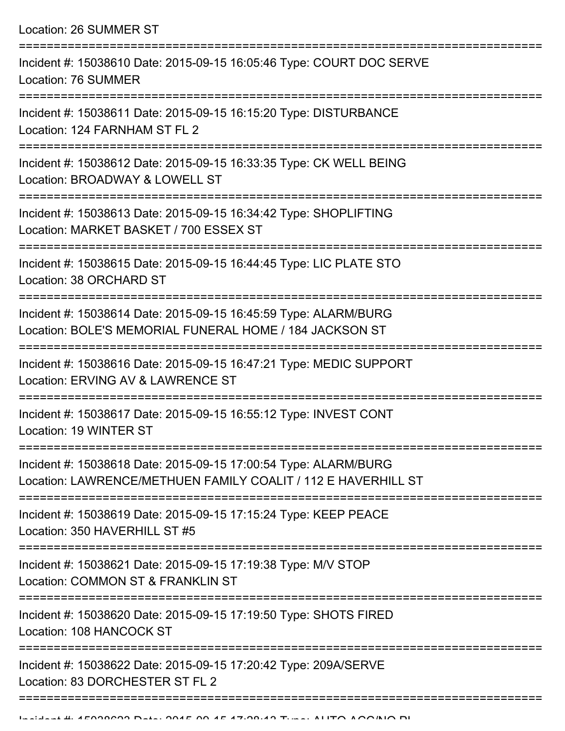Location: 26 SUMMER ST

===========================================================================

Incident #: 15038610 Date: 2015-09-15 16:05:46 Type: COURT DOC SERVE
Location: 76 SUMMER

===========================================================================

Incident #: 15038611 Date: 2015-09-15 16:15:20 Type: DISTURBANCE
Location: 124 FARNHAM ST FL 2

===========================================================================

Incident #: 15038612 Date: 2015-09-15 16:33:35 Type: CK WELL BEING
Location: BROADWAY & LOWELL ST

===========================================================================

Incident #: 15038613 Date: 2015-09-15 16:34:42 Type: SHOPLIFTING
Location: MARKET BASKET / 700 ESSEX ST

===========================================================================

Incident #: 15038615 Date: 2015-09-15 16:44:45 Type: LIC PLATE STO
Location: 38 ORCHARD ST

===========================================================================

Incident #: 15038614 Date: 2015-09-15 16:45:59 Type: ALARM/BURG
Location: BOLE'S MEMORIAL FUNERAL HOME / 184 JACKSON ST

===========================================================================

Incident #: 15038616 Date: 2015-09-15 16:47:21 Type: MEDIC SUPPORT
Location: ERVING AV & LAWRENCE ST

===========================================================================

Incident #: 15038617 Date: 2015-09-15 16:55:12 Type: INVEST CONT
Location: 19 WINTER ST

===========================================================================

Incident #: 15038618 Date: 2015-09-15 17:00:54 Type: ALARM/BURG
Location: LAWRENCE/METHUEN FAMILY COALIT / 112 E HAVERHILL ST

===========================================================================

Incident #: 15038619 Date: 2015-09-15 17:15:24 Type: KEEP PEACE
Location: 350 HAVERHILL ST #5

===========================================================================

Incident #: 15038621 Date: 2015-09-15 17:19:38 Type: M/V STOP
Location: COMMON ST & FRANKLIN ST

===========================================================================

Incident #: 15038620 Date: 2015-09-15 17:19:50 Type: SHOTS FIRED
Location: 108 HANCOCK ST

===========================================================================

Incident #: 15038622 Date: 2015-09-15 17:20:42 Type: 209A/SERVE
Location: 83 DORCHESTER ST FL 2

===========================================================================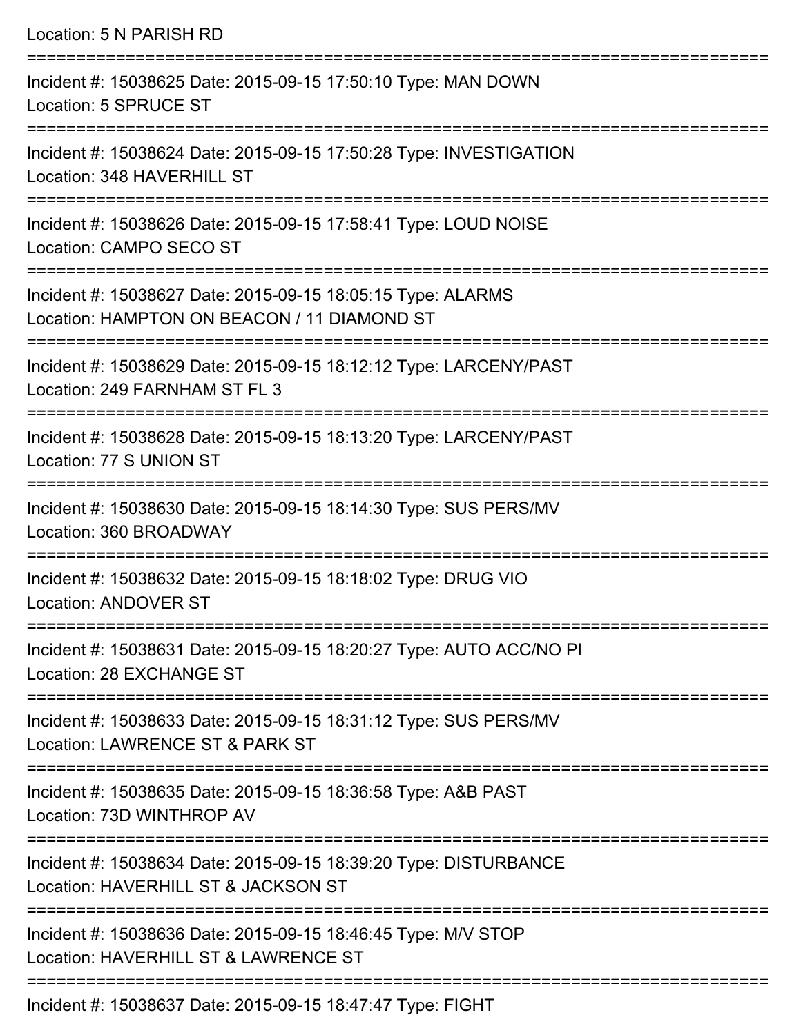Location: 5 N PARISH RD

===========================================================================

Incident #: 15038625 Date: 2015-09-15 17:50:10 Type: MAN DOWN
Location: 5 SPRUCE ST

===========================================================================

Incident #: 15038624 Date: 2015-09-15 17:50:28 Type: INVESTIGATION
Location: 348 HAVERHILL ST

===========================================================================

Incident #: 15038626 Date: 2015-09-15 17:58:41 Type: LOUD NOISE
Location: CAMPO SECO ST

===========================================================================

Incident #: 15038627 Date: 2015-09-15 18:05:15 Type: ALARMS
Location: HAMPTON ON BEACON / 11 DIAMOND ST

===========================================================================

Incident #: 15038629 Date: 2015-09-15 18:12:12 Type: LARCENY/PAST
Location: 249 FARNHAM ST FL 3

===========================================================================

Incident #: 15038628 Date: 2015-09-15 18:13:20 Type: LARCENY/PAST
Location: 77 S UNION ST

===========================================================================

Incident #: 15038630 Date: 2015-09-15 18:14:30 Type: SUS PERS/MV
Location: 360 BROADWAY

===========================================================================

Incident #: 15038632 Date: 2015-09-15 18:18:02 Type: DRUG VIO
Location: ANDOVER ST

===========================================================================

Incident #: 15038631 Date: 2015-09-15 18:20:27 Type: AUTO ACC/NO PI
Location: 28 EXCHANGE ST

===========================================================================

Incident #: 15038633 Date: 2015-09-15 18:31:12 Type: SUS PERS/MV
Location: LAWRENCE ST & PARK ST

===========================================================================

Incident #: 15038635 Date: 2015-09-15 18:36:58 Type: A&B PAST
Location: 73D WINTHROP AV

===========================================================================

Incident #: 15038634 Date: 2015-09-15 18:39:20 Type: DISTURBANCE
Location: HAVERHILL ST & JACKSON ST

===========================================================================

Incident #: 15038636 Date: 2015-09-15 18:46:45 Type: M/V STOP
Location: HAVERHILL ST & LAWRENCE ST

===========================================================================

Incident #: 15038637 Date: 2015-09-15 18:47:47 Type: FIGHT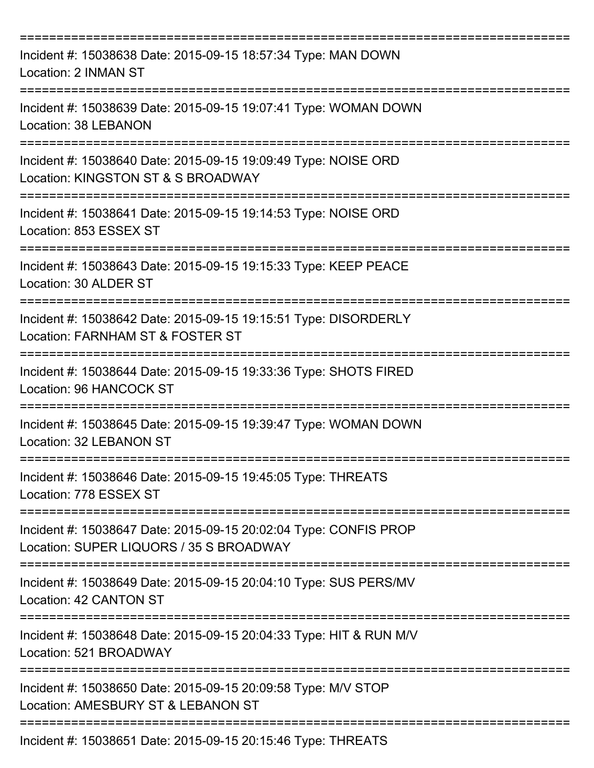===========================================================================
Incident #: 15038638 Date: 2015-09-15 18:57:34 Type: MAN DOWN
Location: 2 INMAN ST
===========================================================================
Incident #: 15038639 Date: 2015-09-15 19:07:41 Type: WOMAN DOWN
Location: 38 LEBANON
===========================================================================
Incident #: 15038640 Date: 2015-09-15 19:09:49 Type: NOISE ORD
Location: KINGSTON ST & S BROADWAY
===========================================================================
Incident #: 15038641 Date: 2015-09-15 19:14:53 Type: NOISE ORD
Location: 853 ESSEX ST
===========================================================================
Incident #: 15038643 Date: 2015-09-15 19:15:33 Type: KEEP PEACE
Location: 30 ALDER ST
===========================================================================
Incident #: 15038642 Date: 2015-09-15 19:15:51 Type: DISORDERLY
Location: FARNHAM ST & FOSTER ST
===========================================================================
Incident #: 15038644 Date: 2015-09-15 19:33:36 Type: SHOTS FIRED
Location: 96 HANCOCK ST
===========================================================================
Incident #: 15038645 Date: 2015-09-15 19:39:47 Type: WOMAN DOWN
Location: 32 LEBANON ST
===========================================================================
Incident #: 15038646 Date: 2015-09-15 19:45:05 Type: THREATS
Location: 778 ESSEX ST
===========================================================================
Incident #: 15038647 Date: 2015-09-15 20:02:04 Type: CONFIS PROP
Location: SUPER LIQUORS / 35 S BROADWAY
===========================================================================
Incident #: 15038649 Date: 2015-09-15 20:04:10 Type: SUS PERS/MV
Location: 42 CANTON ST
===========================================================================
Incident #: 15038648 Date: 2015-09-15 20:04:33 Type: HIT & RUN M/V
Location: 521 BROADWAY
===========================================================================
Incident #: 15038650 Date: 2015-09-15 20:09:58 Type: M/V STOP
Location: AMESBURY ST & LEBANON ST
===========================================================================
Incident #: 15038651 Date: 2015-09-15 20:15:46 Type: THREATS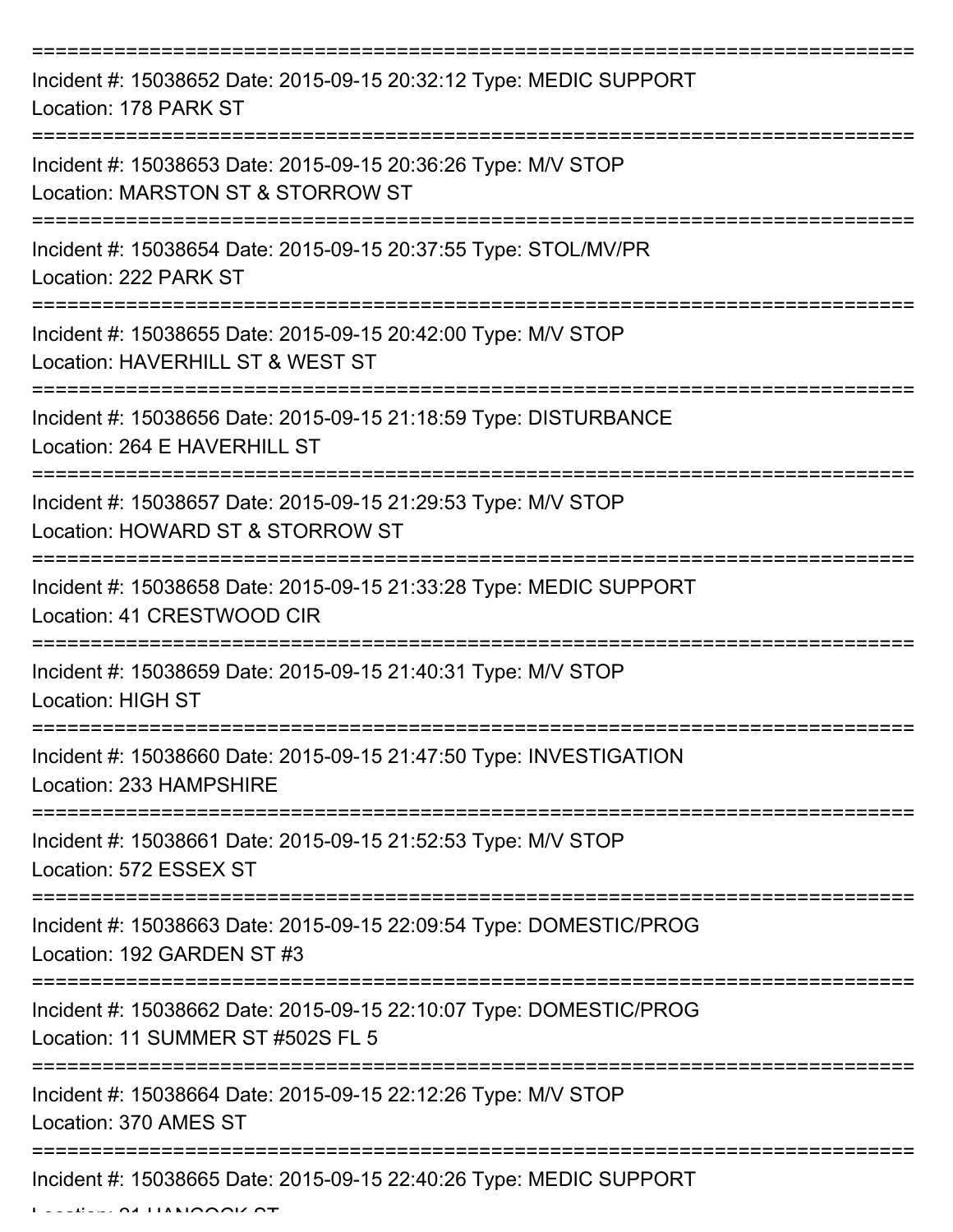===========================================================================

Incident #: 15038652 Date: 2015-09-15 20:32:12 Type: MEDIC SUPPORT
Location: 178 PARK ST

===========================================================================

Incident #: 15038653 Date: 2015-09-15 20:36:26 Type: M/V STOP
Location: MARSTON ST & STORROW ST

===========================================================================

Incident #: 15038654 Date: 2015-09-15 20:37:55 Type: STOL/MV/PR
Location: 222 PARK ST

===========================================================================

Incident #: 15038655 Date: 2015-09-15 20:42:00 Type: M/V STOP
Location: HAVERHILL ST & WEST ST

===========================================================================

Incident #: 15038656 Date: 2015-09-15 21:18:59 Type: DISTURBANCE
Location: 264 E HAVERHILL ST

===========================================================================

Incident #: 15038657 Date: 2015-09-15 21:29:53 Type: M/V STOP
Location: HOWARD ST & STORROW ST

===========================================================================

Incident #: 15038658 Date: 2015-09-15 21:33:28 Type: MEDIC SUPPORT
Location: 41 CRESTWOOD CIR

===========================================================================

Incident #: 15038659 Date: 2015-09-15 21:40:31 Type: M/V STOP
Location: HIGH ST

===========================================================================

Incident #: 15038660 Date: 2015-09-15 21:47:50 Type: INVESTIGATION
Location: 233 HAMPSHIRE

===========================================================================

Incident #: 15038661 Date: 2015-09-15 21:52:53 Type: M/V STOP
Location: 572 ESSEX ST

===========================================================================

Incident #: 15038663 Date: 2015-09-15 22:09:54 Type: DOMESTIC/PROG
Location: 192 GARDEN ST #3

===========================================================================

Incident #: 15038662 Date: 2015-09-15 22:10:07 Type: DOMESTIC/PROG
Location: 11 SUMMER ST #502S FL 5

===========================================================================

Incident #: 15038664 Date: 2015-09-15 22:12:26 Type: M/V STOP
Location: 370 AMES ST

===========================================================================

Incident #: 15038665 Date: 2015-09-15 22:40:26 Type: MEDIC SUPPORT
Location: 21 HANCOCK ST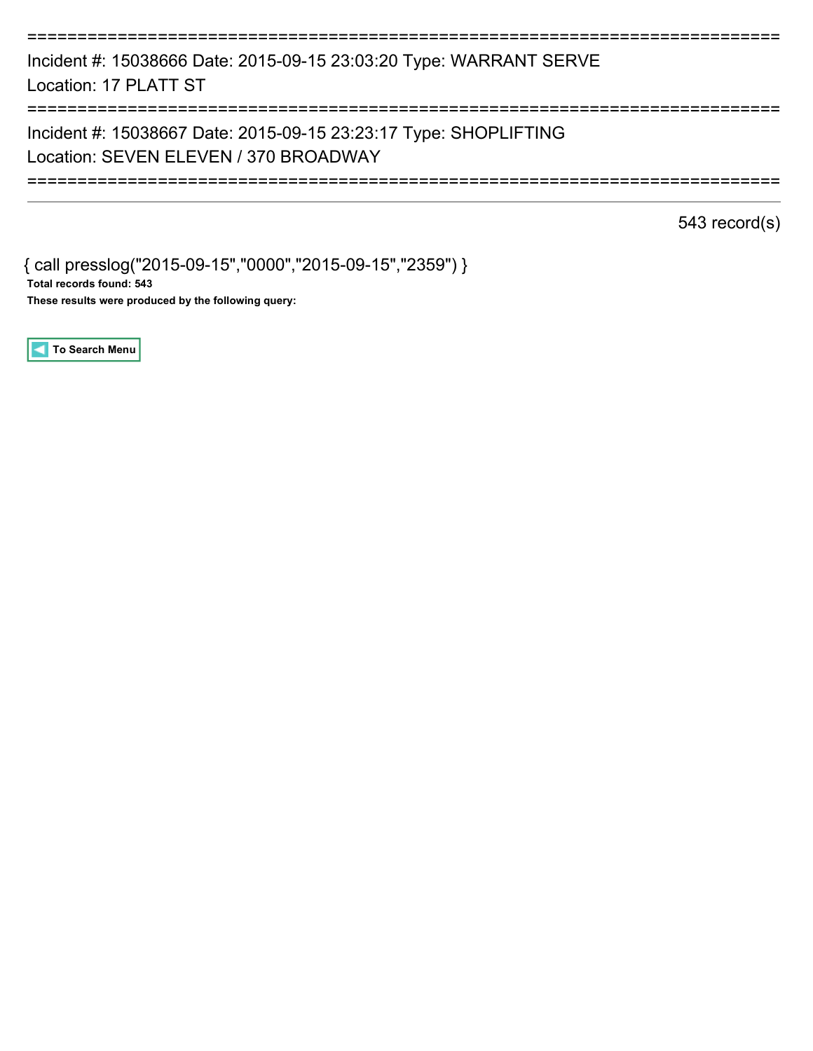===========================================================================

Incident #: 15038666 Date: 2015-09-15 23:03:20 Type: WARRANT SERVE

Location: 17 PLATT ST

===========================================================================

Incident #: 15038667 Date: 2015-09-15 23:23:17 Type: SHOPLIFTING

Location: SEVEN ELEVEN / 370 BROADWAY

===========================================================================

---

543 record(s)

{ call presslog("2015-09-15","0000","2015-09-15","2359") }

**Total records found: 543**

**These results were produced by the following query:**

**To Search Menu**